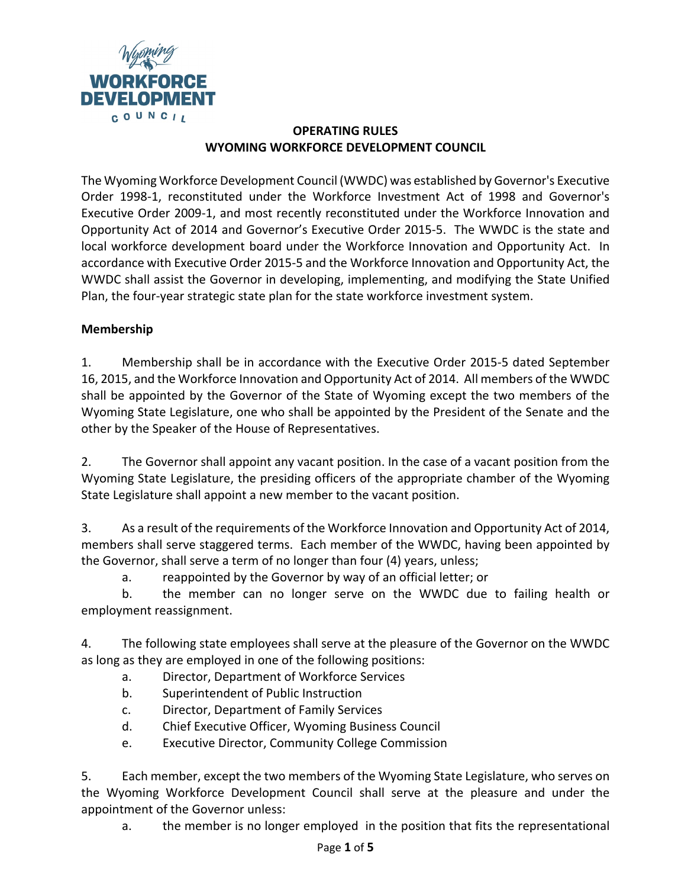# OPERATING RULES
# WYOMING WORKFORCE DEVELOPMENT COUNCIL

The Wyoming Workforce Development Council (WWDC) was established by Governor's Executive Order 1998-1, reconstituted under the Workforce Investment Act of 1998 and Governor's Executive Order 2009-1, and most recently reconstituted under the Workforce Innovation and Opportunity Act of 2014 and Governor's Executive Order 2015-5. The WWDC is the state and local workforce development board under the Workforce Innovation and Opportunity Act. In accordance with Executive Order 2015-5 and the Workforce Innovation and Opportunity Act, the WWDC shall assist the Governor in developing, implementing, and modifying the State Unified Plan, the four-year strategic state plan for the state workforce investment system.

**Membership**

1. Membership shall be in accordance with the Executive Order 2015-5 dated September 16, 2015, and the Workforce Innovation and Opportunity Act of 2014. All members of the WWDC shall be appointed by the Governor of the State of Wyoming except the two members of the Wyoming State Legislature, one who shall be appointed by the President of the Senate and the other by the Speaker of the House of Representatives.

2. The Governor shall appoint any vacant position. In the case of a vacant position from the Wyoming State Legislature, the presiding officers of the appropriate chamber of the Wyoming State Legislature shall appoint a new member to the vacant position.

3. As a result of the requirements of the Workforce Innovation and Opportunity Act of 2014, members shall serve staggered terms. Each member of the WWDC, having been appointed by the Governor, shall serve a term of no longer than four (4) years, unless;
   a. reappointed by the Governor by way of an official letter; or
   b. the member can no longer serve on the WWDC due to failing health or employment reassignment.

4. The following state employees shall serve at the pleasure of the Governor on the WWDC as long as they are employed in one of the following positions:
   a. Director, Department of Workforce Services
   b. Superintendent of Public Instruction
   c. Director, Department of Family Services
   d. Chief Executive Officer, Wyoming Business Council
   e. Executive Director, Community College Commission

5. Each member, except the two members of the Wyoming State Legislature, who serves on the Wyoming Workforce Development Council shall serve at the pleasure and under the appointment of the Governor unless:
   a. the member is no longer employed in the position that fits the representational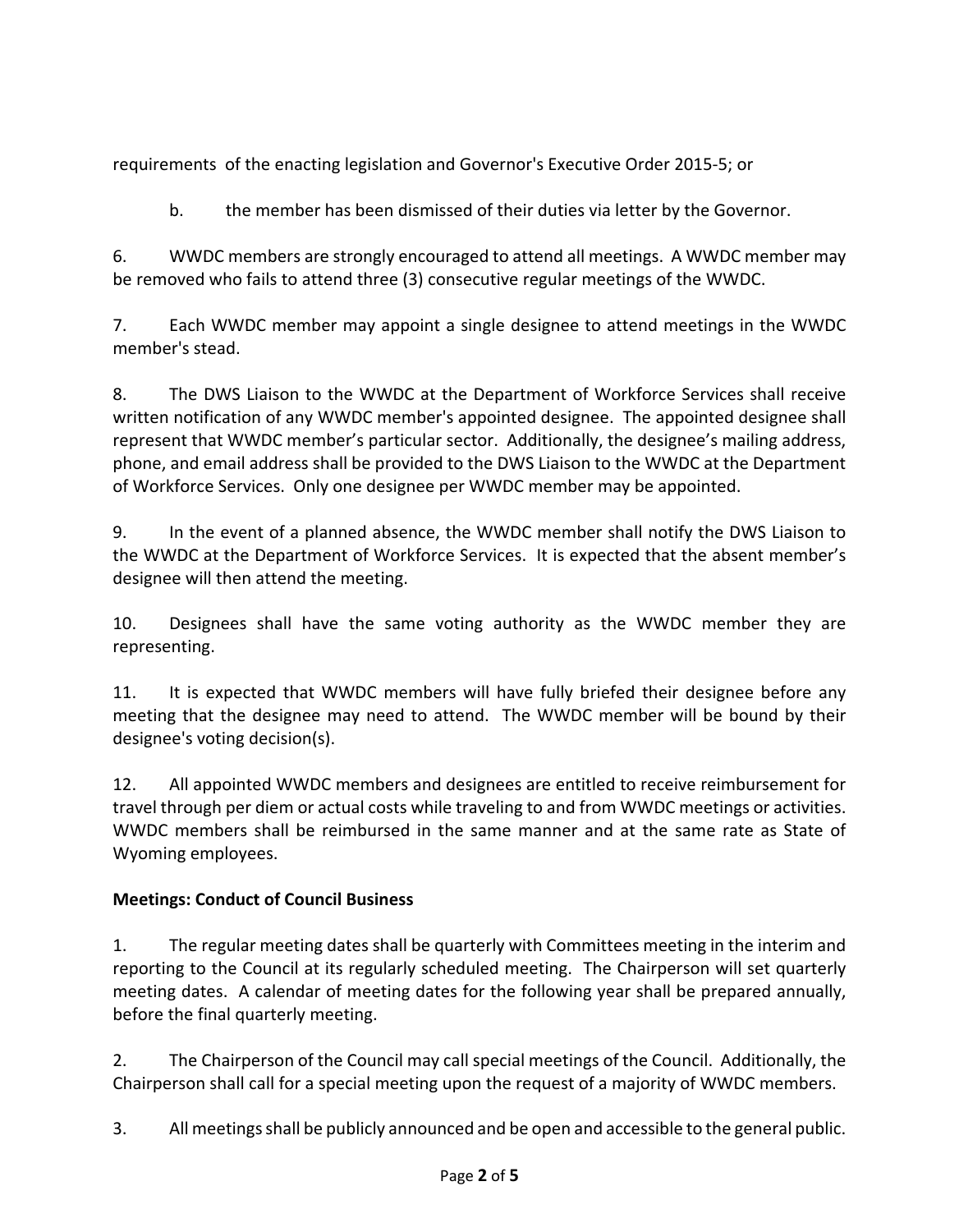requirements of the enacting legislation and Governor's Executive Order 2015-5; or

b. the member has been dismissed of their duties via letter by the Governor.

6. WWDC members are strongly encouraged to attend all meetings. A WWDC member may be removed who fails to attend three (3) consecutive regular meetings of the WWDC.

7. Each WWDC member may appoint a single designee to attend meetings in the WWDC member's stead.

8. The DWS Liaison to the WWDC at the Department of Workforce Services shall receive written notification of any WWDC member's appointed designee. The appointed designee shall represent that WWDC member's particular sector. Additionally, the designee's mailing address, phone, and email address shall be provided to the DWS Liaison to the WWDC at the Department of Workforce Services. Only one designee per WWDC member may be appointed.

9. In the event of a planned absence, the WWDC member shall notify the DWS Liaison to the WWDC at the Department of Workforce Services. It is expected that the absent member's designee will then attend the meeting.

10. Designees shall have the same voting authority as the WWDC member they are representing.

11. It is expected that WWDC members will have fully briefed their designee before any meeting that the designee may need to attend. The WWDC member will be bound by their designee's voting decision(s).

12. All appointed WWDC members and designees are entitled to receive reimbursement for travel through per diem or actual costs while traveling to and from WWDC meetings or activities. WWDC members shall be reimbursed in the same manner and at the same rate as State of Wyoming employees.

**Meetings: Conduct of Council Business**

1. The regular meeting dates shall be quarterly with Committees meeting in the interim and reporting to the Council at its regularly scheduled meeting. The Chairperson will set quarterly meeting dates. A calendar of meeting dates for the following year shall be prepared annually, before the final quarterly meeting.

2. The Chairperson of the Council may call special meetings of the Council. Additionally, the Chairperson shall call for a special meeting upon the request of a majority of WWDC members.

3. All meetings shall be publicly announced and be open and accessible to the general public.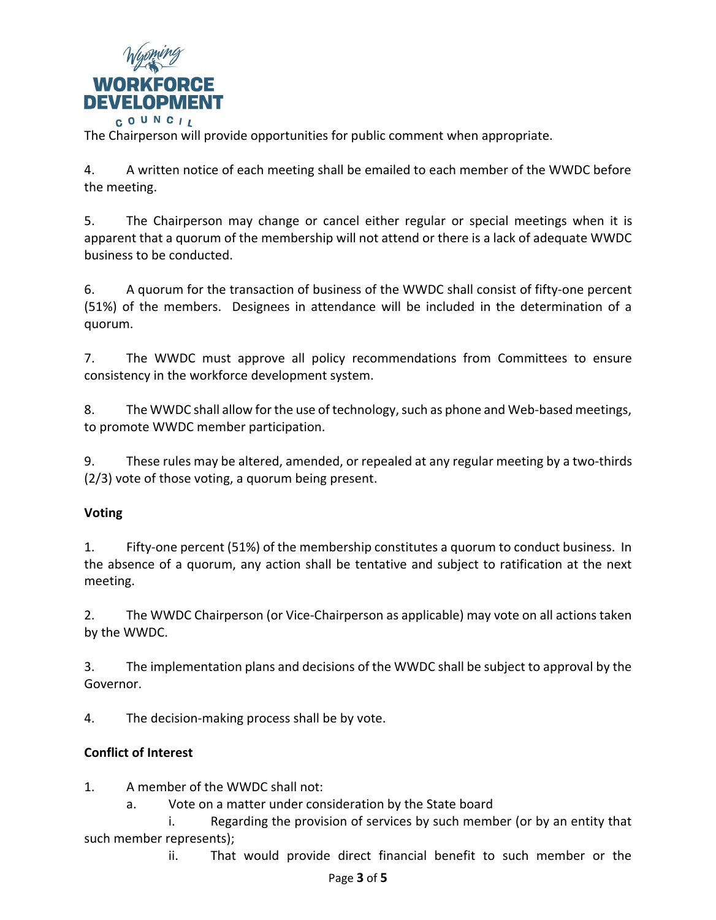The Chairperson will provide opportunities for public comment when appropriate.

4. A written notice of each meeting shall be emailed to each member of the WWDC before the meeting.

5. The Chairperson may change or cancel either regular or special meetings when it is apparent that a quorum of the membership will not attend or there is a lack of adequate WWDC business to be conducted.

6. A quorum for the transaction of business of the WWDC shall consist of fifty-one percent (51%) of the members. Designees in attendance will be included in the determination of a quorum.

7. The WWDC must approve all policy recommendations from Committees to ensure consistency in the workforce development system.

8. The WWDC shall allow for the use of technology, such as phone and Web-based meetings, to promote WWDC member participation.

9. These rules may be altered, amended, or repealed at any regular meeting by a two-thirds (2/3) vote of those voting, a quorum being present.

**Voting**

1. Fifty-one percent (51%) of the membership constitutes a quorum to conduct business. In the absence of a quorum, any action shall be tentative and subject to ratification at the next meeting.

2. The WWDC Chairperson (or Vice-Chairperson as applicable) may vote on all actions taken by the WWDC.

3. The implementation plans and decisions of the WWDC shall be subject to approval by the Governor.

4. The decision-making process shall be by vote.

**Conflict of Interest**

1. A member of the WWDC shall not:
   a. Vote on a matter under consideration by the State board
      i. Regarding the provision of services by such member (or by an entity that such member represents);
      ii. That would provide direct financial benefit to such member or the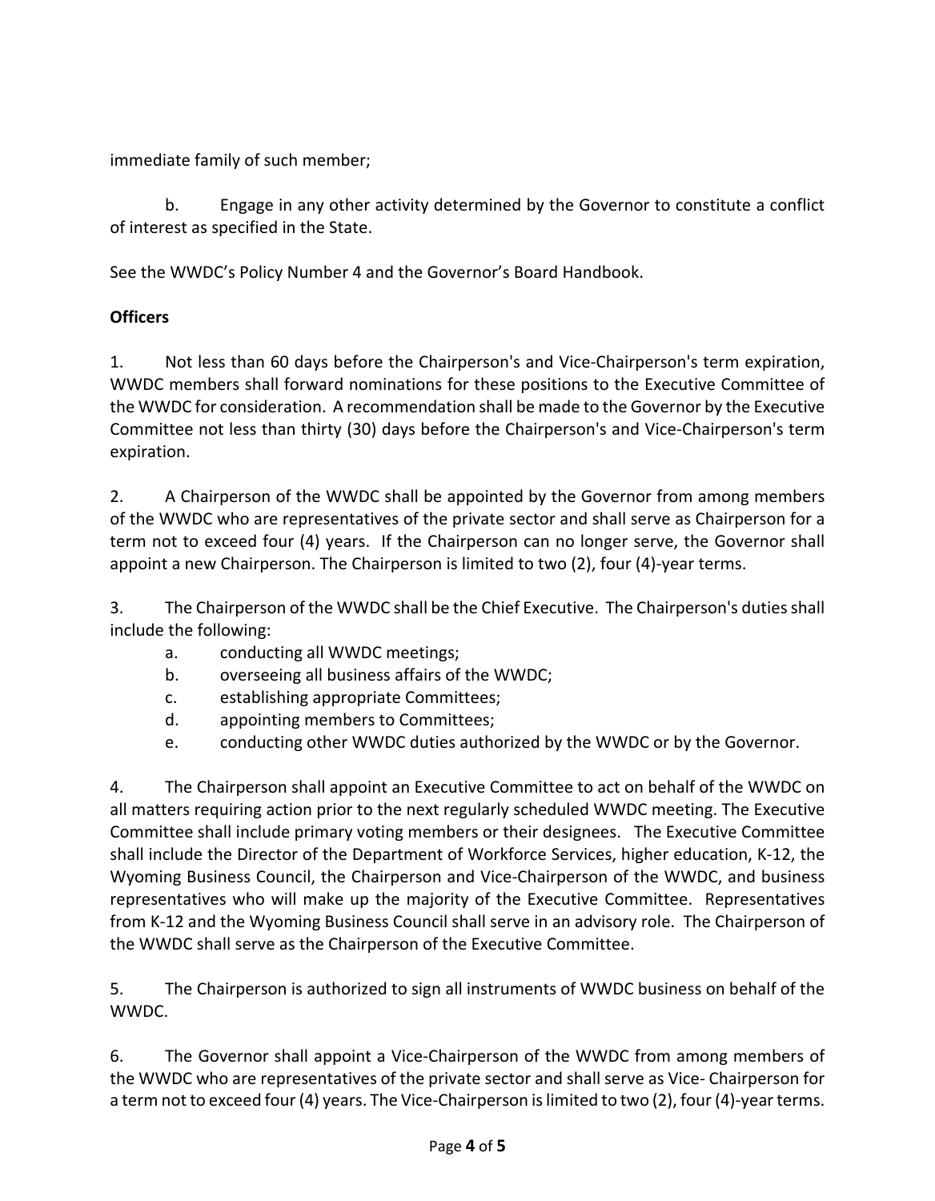immediate family of such member;

b. Engage in any other activity determined by the Governor to constitute a conflict of interest as specified in the State.

See the WWDC's Policy Number 4 and the Governor's Board Handbook.

**Officers**

1. Not less than 60 days before the Chairperson's and Vice-Chairperson's term expiration, WWDC members shall forward nominations for these positions to the Executive Committee of the WWDC for consideration. A recommendation shall be made to the Governor by the Executive Committee not less than thirty (30) days before the Chairperson's and Vice-Chairperson's term expiration.

2. A Chairperson of the WWDC shall be appointed by the Governor from among members of the WWDC who are representatives of the private sector and shall serve as Chairperson for a term not to exceed four (4) years. If the Chairperson can no longer serve, the Governor shall appoint a new Chairperson. The Chairperson is limited to two (2), four (4)-year terms.

3. The Chairperson of the WWDC shall be the Chief Executive. The Chairperson's duties shall include the following:
   a. conducting all WWDC meetings;
   b. overseeing all business affairs of the WWDC;
   c. establishing appropriate Committees;
   d. appointing members to Committees;
   e. conducting other WWDC duties authorized by the WWDC or by the Governor.

4. The Chairperson shall appoint an Executive Committee to act on behalf of the WWDC on all matters requiring action prior to the next regularly scheduled WWDC meeting. The Executive Committee shall include primary voting members or their designees. The Executive Committee shall include the Director of the Department of Workforce Services, higher education, K-12, the Wyoming Business Council, the Chairperson and Vice-Chairperson of the WWDC, and business representatives who will make up the majority of the Executive Committee. Representatives from K-12 and the Wyoming Business Council shall serve in an advisory role. The Chairperson of the WWDC shall serve as the Chairperson of the Executive Committee.

5. The Chairperson is authorized to sign all instruments of WWDC business on behalf of the WWDC.

6. The Governor shall appoint a Vice-Chairperson of the WWDC from among members of the WWDC who are representatives of the private sector and shall serve as Vice- Chairperson for a term not to exceed four (4) years. The Vice-Chairperson is limited to two (2), four (4)-year terms.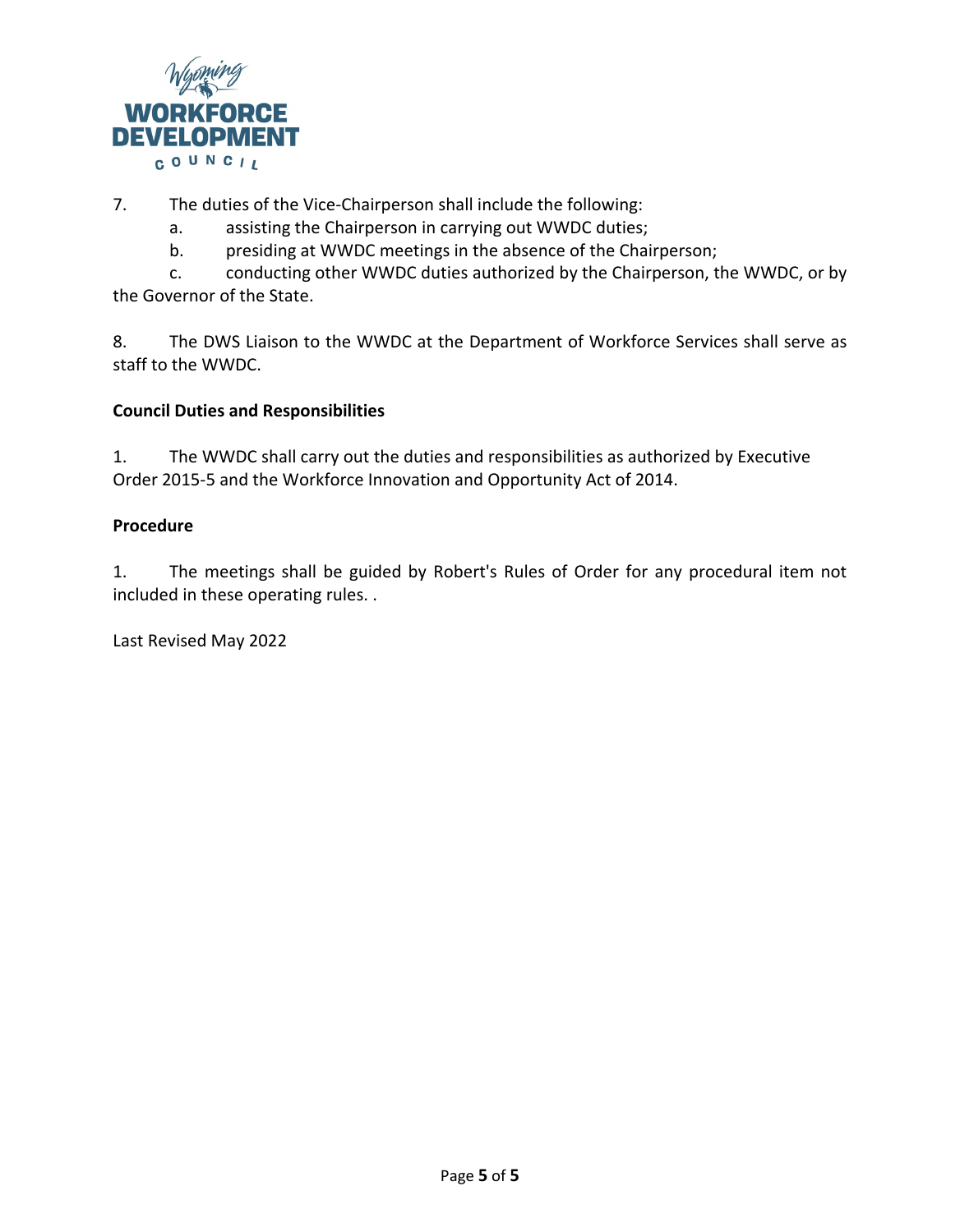7. The duties of the Vice-Chairperson shall include the following:
   a. assisting the Chairperson in carrying out WWDC duties;
   b. presiding at WWDC meetings in the absence of the Chairperson;
   c. conducting other WWDC duties authorized by the Chairperson, the WWDC, or by the Governor of the State.

8. The DWS Liaison to the WWDC at the Department of Workforce Services shall serve as staff to the WWDC.

**Council Duties and Responsibilities**

1. The WWDC shall carry out the duties and responsibilities as authorized by Executive Order 2015-5 and the Workforce Innovation and Opportunity Act of 2014.

**Procedure**

1. The meetings shall be guided by Robert's Rules of Order for any procedural item not included in these operating rules. .

Last Revised May 2022